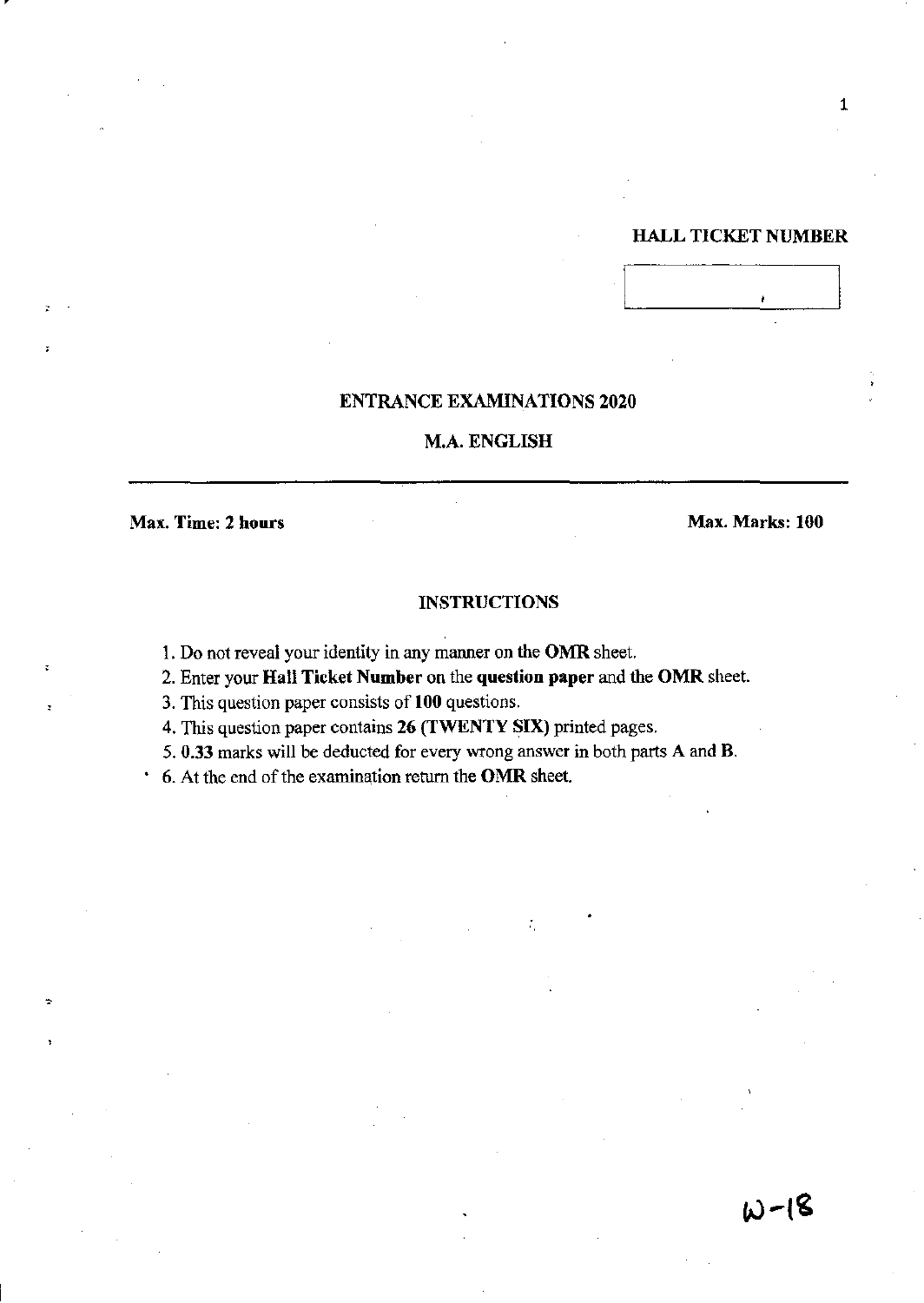**HALL TICKET NUMBER**

| |
|---|
| |

## ENTRANCE EXAMINATIONS 2020

## M.A. ENGLISH

**Max. Time: 2 hours** **Max. Marks: 100**

### INSTRUCTIONS

1. Do not reveal your identity in any manner on the **OMR** sheet.
2. Enter your **Hall Ticket Number** on the **question paper** and the **OMR** sheet.
3. This question paper consists of **100** questions.
4. This question paper contains **26 (TWENTY SIX)** printed pages.
5. **0.33** marks will be deducted for every wrong answer in both parts **A** and **B**.
6. At the end of the examination return the **OMR** sheet.

W-18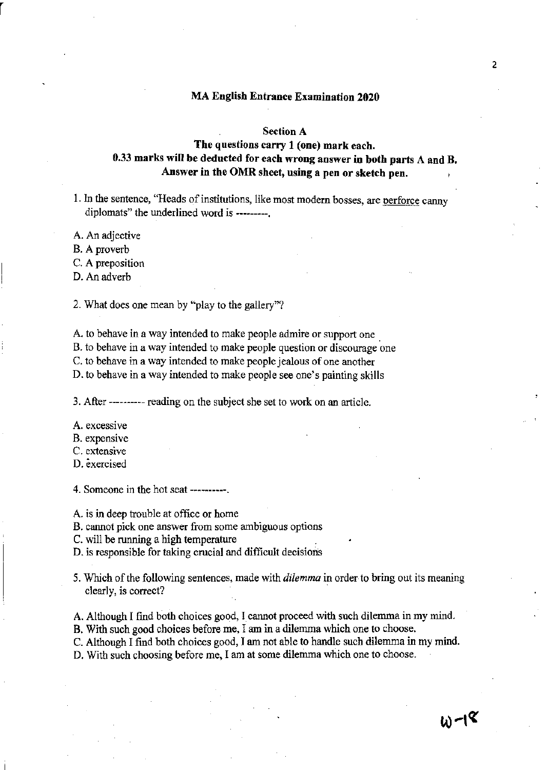## MA English Entrance Examination 2020

### Section A

**The questions carry 1 (one) mark each.**
**0.33 marks will be deducted for each wrong answer in both parts A and B.**
**Answer in the OMR sheet, using a pen or sketch pen.**

1. In the sentence, "Heads of institutions, like most modern bosses, are <u>perforce</u> canny diplomats" the underlined word is ---------.

A. An adjective
B. A proverb
C. A preposition
D. An adverb

2. What does one mean by "play to the gallery"?

A. to behave in a way intended to make people admire or support one
B. to behave in a way intended to make people question or discourage one
C. to behave in a way intended to make people jealous of one another
D. to behave in a way intended to make people see one's painting skills

3. After --------- reading on the subject she set to work on an article.

A. excessive
B. expensive
C. extensive
D. exercised

4. Someone in the hot seat ----------.

A. is in deep trouble at office or home
B. cannot pick one answer from some ambiguous options
C. will be running a high temperature
D. is responsible for taking crucial and difficult decisions

5. Which of the following sentences, made with *dilemma* in order to bring out its meaning clearly, is correct?

A. Although I find both choices good, I cannot proceed with such dilemma in my mind.
B. With such good choices before me, I am in a dilemma which one to choose.
C. Although I find both choices good, I am not able to handle such dilemma in my mind.
D. With such choosing before me, I am at some dilemma which one to choose.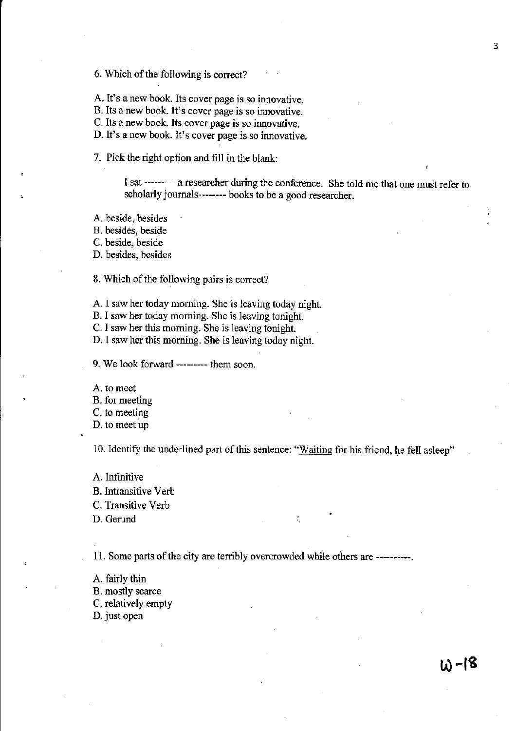6. Which of the following is correct?

A. It's a new book. Its cover page is so innovative.
B. Its a new book. It's cover page is so innovative.
C. Its a new book. Its cover page is so innovative.
D. It's a new book. It's cover page is so innovative.

7. Pick the right option and fill in the blank:

> I sat -------- a researcher during the conference. She told me that one must refer to scholarly journals-------- books to be a good researcher.

A. beside, besides
B. besides, beside
C. beside, beside
D. besides, besides

8. Which of the following pairs is correct?

A. I saw her today morning. She is leaving today night.
B. I saw her today morning. She is leaving tonight.
C. I saw her this morning. She is leaving tonight.
D. I saw her this morning. She is leaving today night.

9. We look forward -------- them soon.

A. to meet
B. for meeting
C. to meeting
D. to meet up

10. Identify the underlined part of this sentence: "<u>Waiting</u> for his friend, he fell asleep"

A. Infinitive
B. Intransitive Verb
C. Transitive Verb
D. Gerund

11. Some parts of the city are terribly overcrowded while others are ----------.

A. fairly thin
B. mostly scarce
C. relatively empty
D. just open

W-18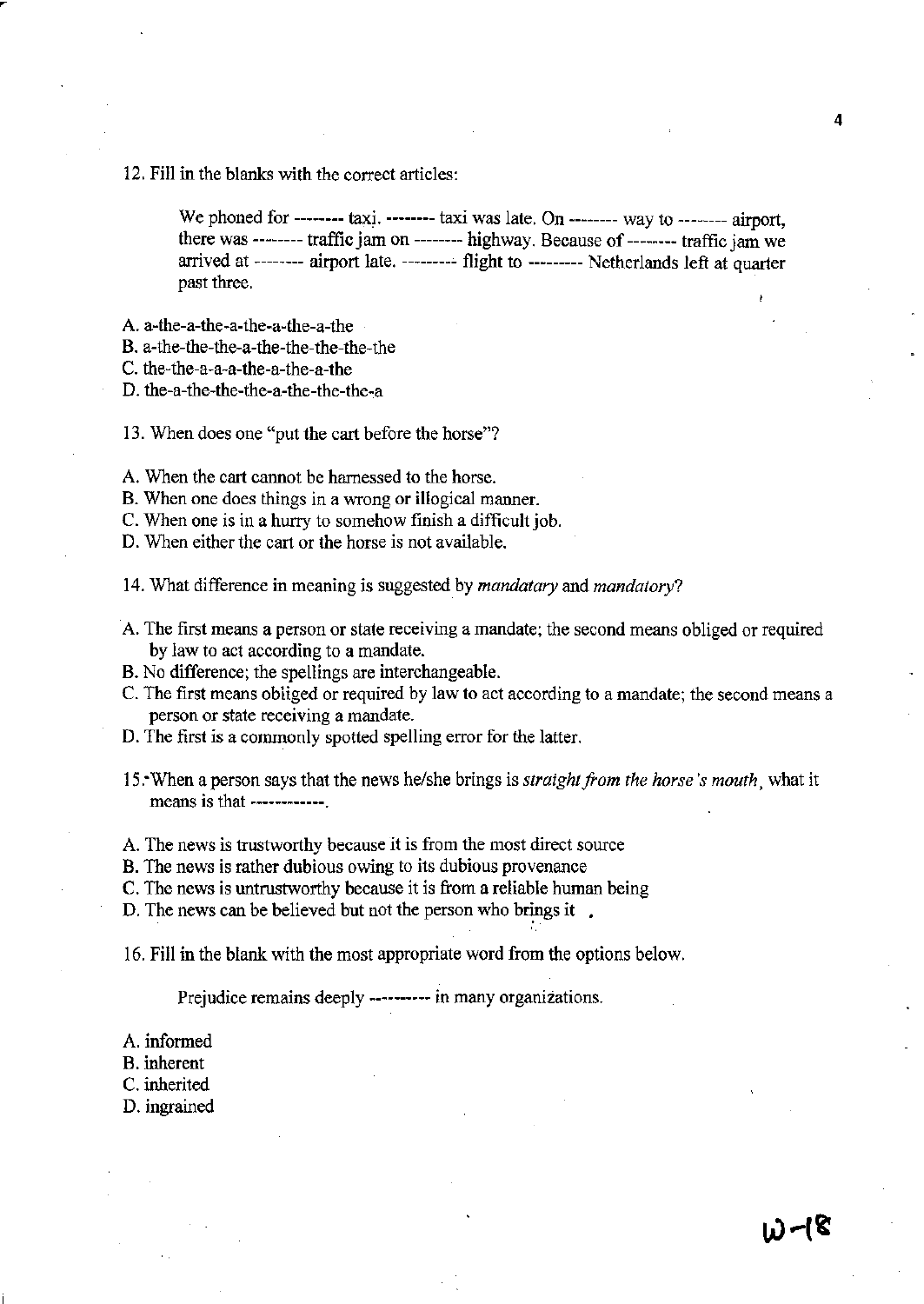12. Fill in the blanks with the correct articles:

> We phoned for -------- taxi. -------- taxi was late. On -------- way to -------- airport, there was -------- traffic jam on -------- highway. Because of -------- traffic jam we arrived at -------- airport late. --------- flight to --------- Netherlands left at quarter past three.

A. a-the-a-the-a-the-a-the-a-the
B. a-the-the-the-a-the-the-the-the-the
C. the-the-a-a-a-the-a-the-a-the
D. the-a-the-the-the-a-the-the-the-a

13. When does one "put the cart before the horse"?

A. When the cart cannot be harnessed to the horse.
B. When one does things in a wrong or illogical manner.
C. When one is in a hurry to somehow finish a difficult job.
D. When either the cart or the horse is not available.

14. What difference in meaning is suggested by *mandatary* and *mandatory*?

A. The first means a person or state receiving a mandate; the second means obliged or required by law to act according to a mandate.
B. No difference; the spellings are interchangeable.
C. The first means obliged or required by law to act according to a mandate; the second means a person or state receiving a mandate.
D. The first is a commonly spotted spelling error for the latter.

15. When a person says that the news he/she brings is *straight from the horse's mouth*, what it means is that ------------.

A. The news is trustworthy because it is from the most direct source
B. The news is rather dubious owing to its dubious provenance
C. The news is untrustworthy because it is from a reliable human being
D. The news can be believed but not the person who brings it .

16. Fill in the blank with the most appropriate word from the options below.

> Prejudice remains deeply ---------- in many organizations.

A. informed
B. inherent
C. inherited
D. ingrained

W-18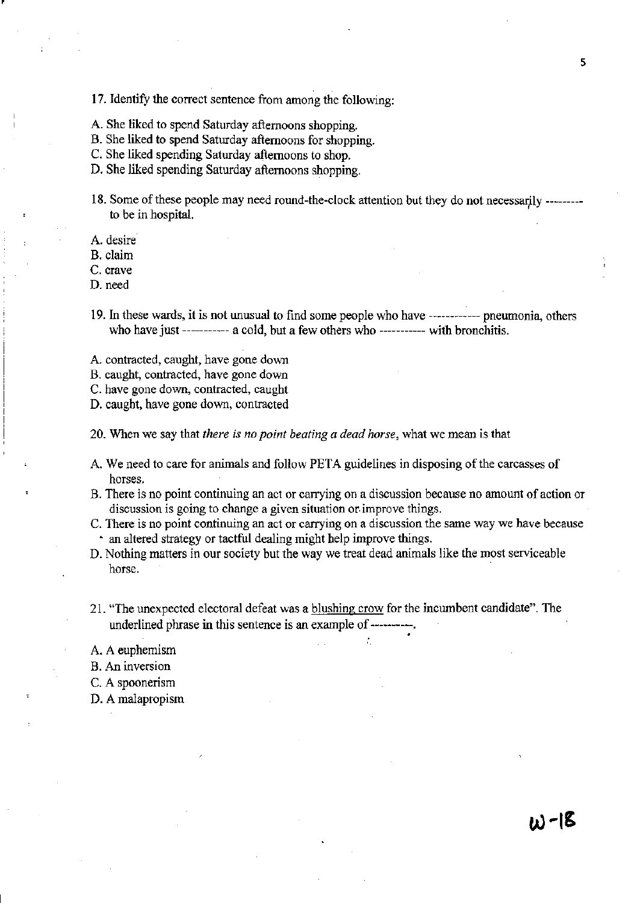17. Identify the correct sentence from among the following:

A. She liked to spend Saturday afternoons shopping.
B. She liked to spend Saturday afternoons for shopping.
C. She liked spending Saturday afternoons to shop.
D. She liked spending Saturday afternoons shopping.

18. Some of these people may need round-the-clock attention but they do not necessarily --------- to be in hospital.

A. desire
B. claim
C. crave
D. need

19. In these wards, it is not unusual to find some people who have ------------ pneumonia, others who have just ---------- a cold, but a few others who ---------- with bronchitis.

A. contracted, caught, have gone down
B. caught, contracted, have gone down
C. have gone down, contracted, caught
D. caught, have gone down, contracted

20. When we say that *there is no point beating a dead horse*, what we mean is that

A. We need to care for animals and follow PETA guidelines in disposing of the carcasses of horses.
B. There is no point continuing an act or carrying on a discussion because no amount of action or discussion is going to change a given situation or improve things.
C. There is no point continuing an act or carrying on a discussion the same way we have because an altered strategy or tactful dealing might help improve things.
D. Nothing matters in our society but the way we treat dead animals like the most serviceable horse.

21. "The unexpected electoral defeat was a <u>blushing crow</u> for the incumbent candidate". The underlined phrase in this sentence is an example of ----------.

A. A euphemism
B. An inversion
C. A spoonerism
D. A malapropism

W-18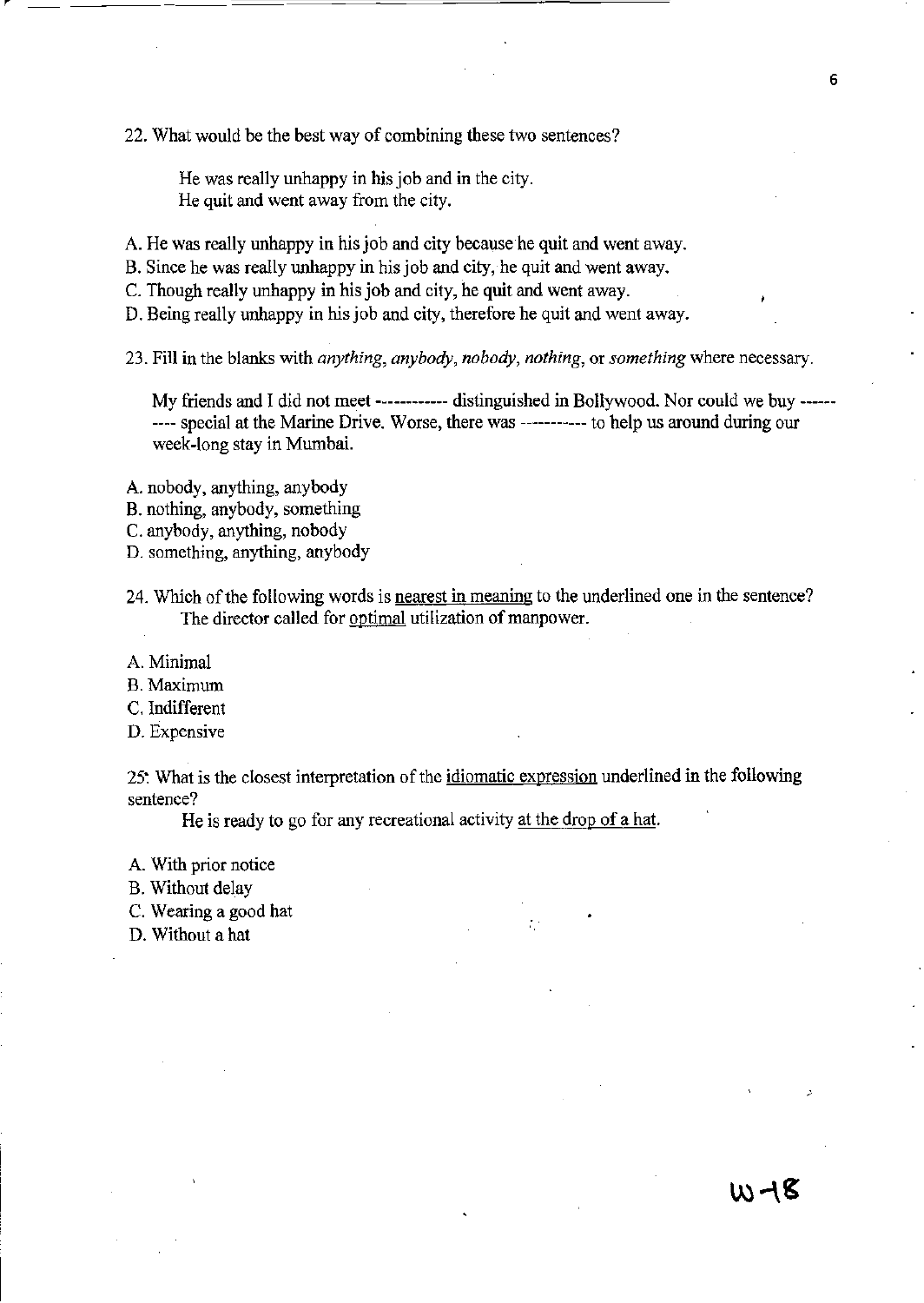22. What would be the best way of combining these two sentences?

> He was really unhappy in his job and in the city.
> He quit and went away from the city.

A. He was really unhappy in his job and city because he quit and went away.
B. Since he was really unhappy in his job and city, he quit and went away.
C. Though really unhappy in his job and city, he quit and went away.
D. Being really unhappy in his job and city, therefore he quit and went away.

23. Fill in the blanks with *anything, anybody, nobody, nothing,* or *something* where necessary.

> My friends and I did not meet ----------- distinguished in Bollywood. Nor could we buy ---------- special at the Marine Drive. Worse, there was ---------- to help us around during our week-long stay in Mumbai.

A. nobody, anything, anybody
B. nothing, anybody, something
C. anybody, anything, nobody
D. something, anything, anybody

24. Which of the following words is <u>nearest in meaning</u> to the underlined one in the sentence?

> The director called for <u>optimal</u> utilization of manpower.

A. Minimal
B. Maximum
C. Indifferent
D. Expensive

25. What is the closest interpretation of the <u>idiomatic expression</u> underlined in the following sentence?

> He is ready to go for any recreational activity <u>at the drop of a hat</u>.

A. With prior notice
B. Without delay
C. Wearing a good hat
D. Without a hat

W-18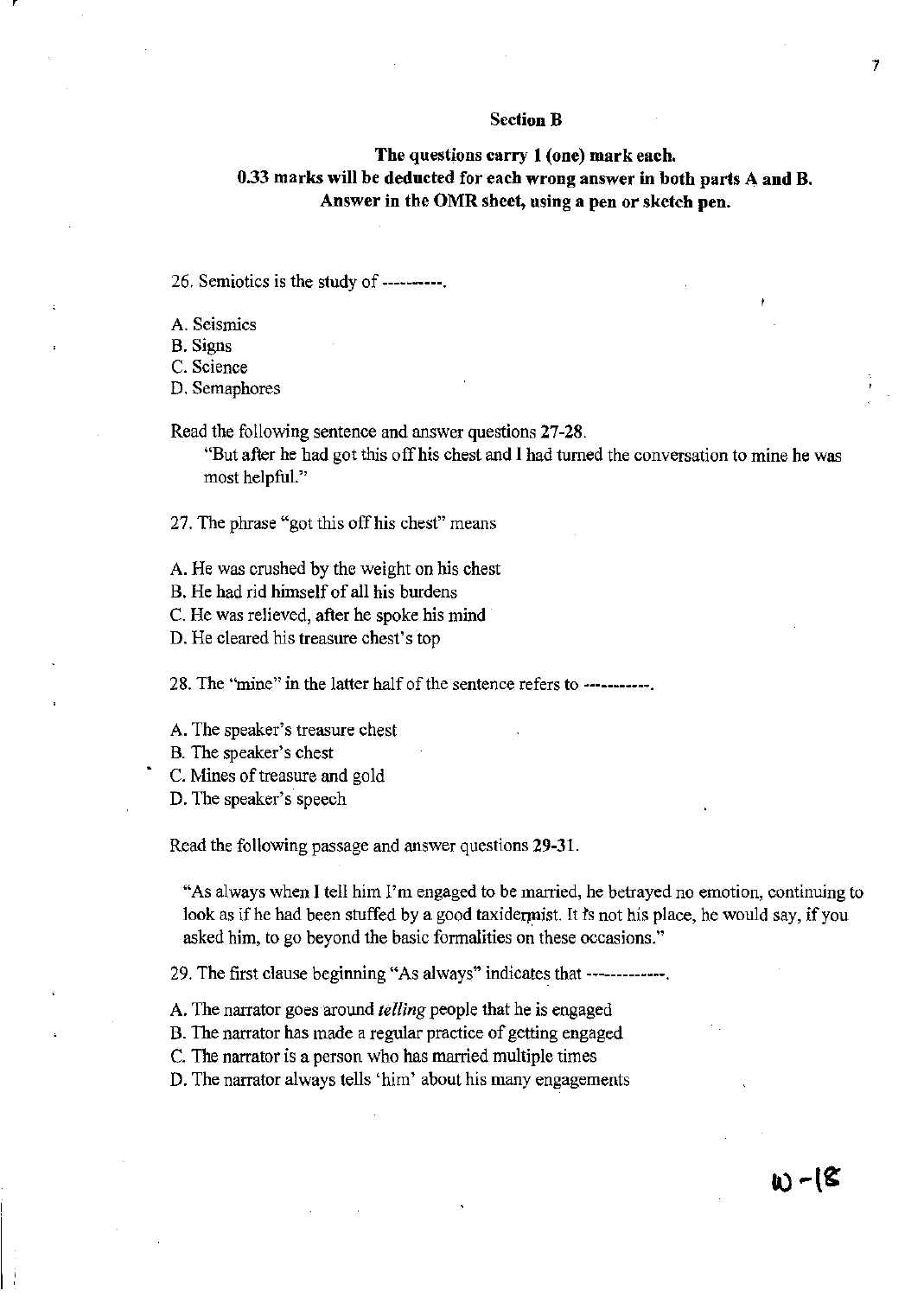## Section B

**The questions carry 1 (one) mark each.**
**0.33 marks will be deducted for each wrong answer in both parts A and B.**
**Answer in the OMR sheet, using a pen or sketch pen.**

26. Semiotics is the study of ----------.

A. Seismics
B. Signs
C. Science
D. Semaphores

Read the following sentence and answer questions 27-28.

> "But after he had got this off his chest and I had turned the conversation to mine he was most helpful."

27. The phrase "got this off his chest" means

A. He was crushed by the weight on his chest
B. He had rid himself of all his burdens
C. He was relieved, after he spoke his mind
D. He cleared his treasure chest's top

28. The "mine" in the latter half of the sentence refers to -----------.

A. The speaker's treasure chest
B. The speaker's chest
C. Mines of treasure and gold
D. The speaker's speech

Read the following passage and answer questions 29-31.

> "As always when I tell him I'm engaged to be married, he betrayed no emotion, continuing to look as if he had been stuffed by a good taxidermist. It is not his place, he would say, if you asked him, to go beyond the basic formalities on these occasions."

29. The first clause beginning "As always" indicates that ------------.

A. The narrator goes around *telling* people that he is engaged
B. The narrator has made a regular practice of getting engaged
C. The narrator is a person who has married multiple times
D. The narrator always tells 'him' about his many engagements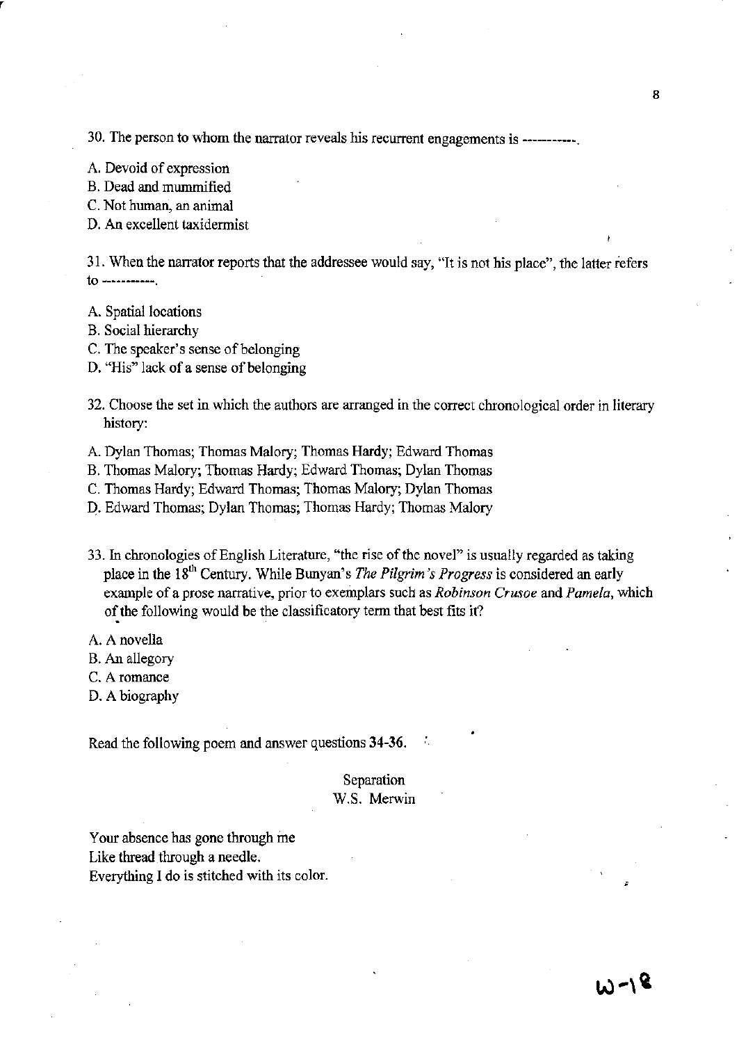30. The person to whom the narrator reveals his recurrent engagements is -----------.

A. Devoid of expression
B. Dead and mummified
C. Not human, an animal
D. An excellent taxidermist

31. When the narrator reports that the addressee would say, "It is not his place", the latter refers to -----------.

A. Spatial locations
B. Social hierarchy
C. The speaker's sense of belonging
D. "His" lack of a sense of belonging

32. Choose the set in which the authors are arranged in the correct chronological order in literary history:

A. Dylan Thomas; Thomas Malory; Thomas Hardy; Edward Thomas
B. Thomas Malory; Thomas Hardy; Edward Thomas; Dylan Thomas
C. Thomas Hardy; Edward Thomas; Thomas Malory; Dylan Thomas
D. Edward Thomas; Dylan Thomas; Thomas Hardy; Thomas Malory

33. In chronologies of English Literature, "the rise of the novel" is usually regarded as taking place in the 18th Century. While Bunyan's *The Pilgrim's Progress* is considered an early example of a prose narrative, prior to exemplars such as *Robinson Crusoe* and *Pamela*, which of the following would be the classificatory term that best fits it?

A. A novella
B. An allegory
C. A romance
D. A biography

Read the following poem and answer questions 34-36.

Separation
W.S. Merwin

Your absence has gone through me
Like thread through a needle.
Everything I do is stitched with its color.

W-18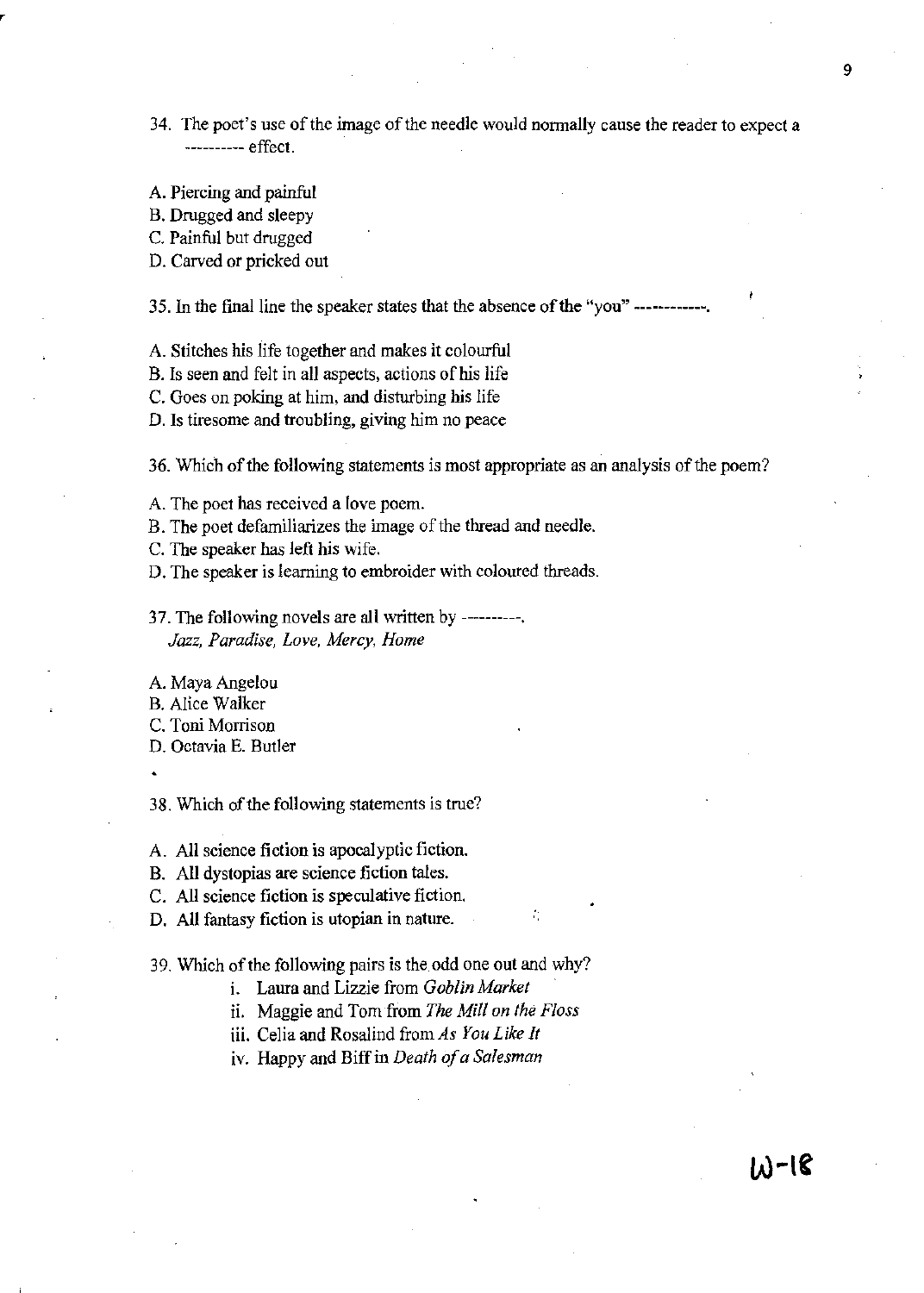34. The poet's use of the image of the needle would normally cause the reader to expect a ---------- effect.

A. Piercing and painful
B. Drugged and sleepy
C. Painful but drugged
D. Carved or pricked out

35. In the final line the speaker states that the absence of the "you" ------------.

A. Stitches his life together and makes it colourful
B. Is seen and felt in all aspects, actions of his life
C. Goes on poking at him, and disturbing his life
D. Is tiresome and troubling, giving him no peace

36. Which of the following statements is most appropriate as an analysis of the poem?

A. The poet has received a love poem.
B. The poet defamiliarizes the image of the thread and needle.
C. The speaker has left his wife.
D. The speaker is learning to embroider with coloured threads.

37. The following novels are all written by ---------.
*Jazz, Paradise, Love, Mercy, Home*

A. Maya Angelou
B. Alice Walker
C. Toni Morrison
D. Octavia E. Butler

38. Which of the following statements is true?

A. All science fiction is apocalyptic fiction.
B. All dystopias are science fiction tales.
C. All science fiction is speculative fiction.
D. All fantasy fiction is utopian in nature.

39. Which of the following pairs is the odd one out and why?

i. Laura and Lizzie from *Goblin Market*
ii. Maggie and Tom from *The Mill on the Floss*
iii. Celia and Rosalind from *As You Like It*
iv. Happy and Biff in *Death of a Salesman*

W-18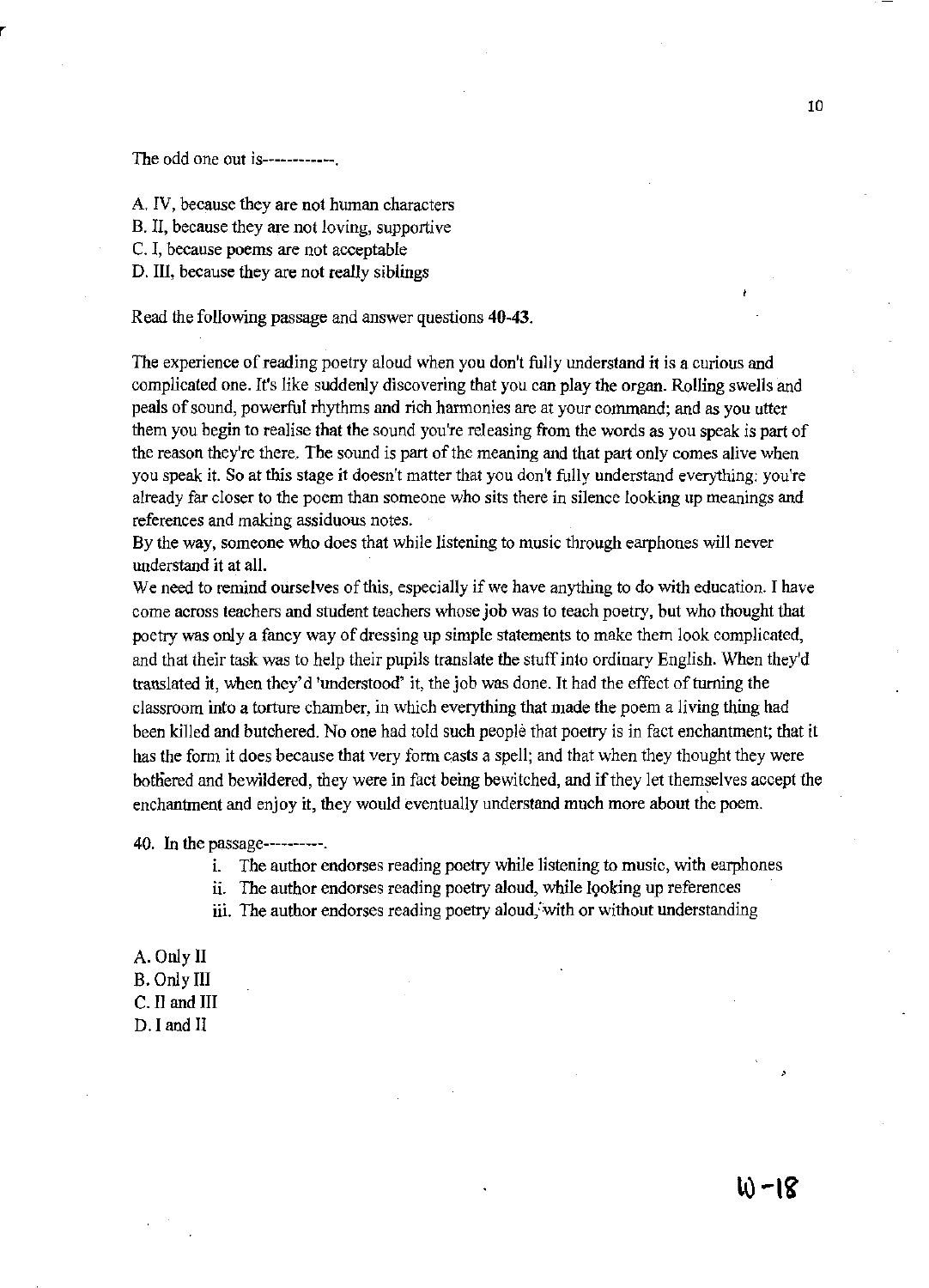The odd one out is------------.

A. IV, because they are not human characters
B. II, because they are not loving, supportive
C. I, because poems are not acceptable
D. III, because they are not really siblings

Read the following passage and answer questions **40-43**.

The experience of reading poetry aloud when you don't fully understand it is a curious and complicated one. It's like suddenly discovering that you can play the organ. Rolling swells and peals of sound, powerful rhythms and rich harmonies are at your command; and as you utter them you begin to realise that the sound you're releasing from the words as you speak is part of the reason they're there. The sound is part of the meaning and that part only comes alive when you speak it. So at this stage it doesn't matter that you don't fully understand everything: you're already far closer to the poem than someone who sits there in silence looking up meanings and references and making assiduous notes.

By the way, someone who does that while listening to music through earphones will never understand it at all.

We need to remind ourselves of this, especially if we have anything to do with education. I have come across teachers and student teachers whose job was to teach poetry, but who thought that poetry was only a fancy way of dressing up simple statements to make them look complicated, and that their task was to help their pupils translate the stuff into ordinary English. When they'd translated it, when they'd 'understood' it, the job was done. It had the effect of turning the classroom into a torture chamber, in which everything that made the poem a living thing had been killed and butchered. No one had told such people that poetry is in fact enchantment; that it has the form it does because that very form casts a spell; and that when they thought they were bothered and bewildered, they were in fact being bewitched, and if they let themselves accept the enchantment and enjoy it, they would eventually understand much more about the poem.

40. In the passage----------.

   i. The author endorses reading poetry while listening to music, with earphones
   ii. The author endorses reading poetry aloud, while looking up references
   iii. The author endorses reading poetry aloud, with or without understanding

A. Only II
B. Only III
C. II and III
D. I and II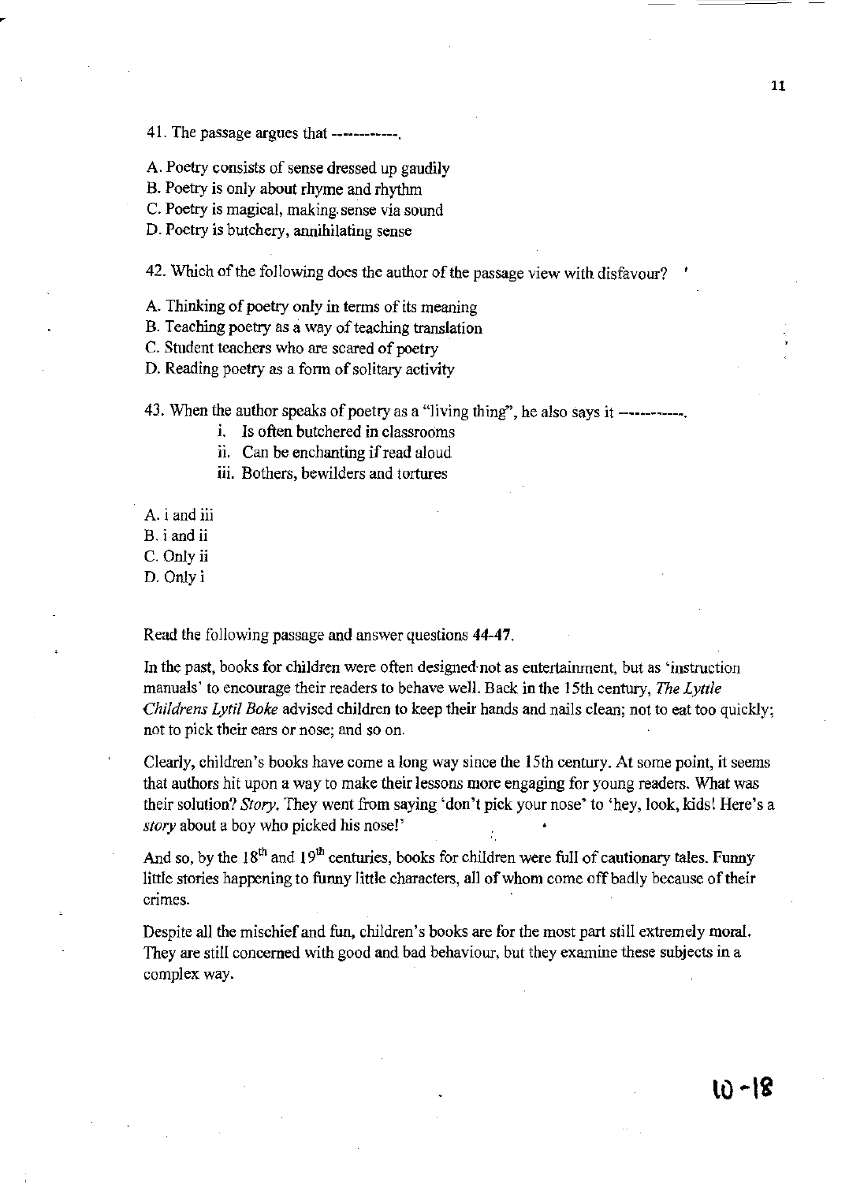41. The passage argues that ------------.

A. Poetry consists of sense dressed up gaudily
B. Poetry is only about rhyme and rhythm
C. Poetry is magical, making sense via sound
D. Poetry is butchery, annihilating sense

42. Which of the following does the author of the passage view with disfavour?

A. Thinking of poetry only in terms of its meaning
B. Teaching poetry as a way of teaching translation
C. Student teachers who are scared of poetry
D. Reading poetry as a form of solitary activity

43. When the author speaks of poetry as a "living thing", he also says it ------------.

i. Is often butchered in classrooms
ii. Can be enchanting if read aloud
iii. Bothers, bewilders and tortures

A. i and iii
B. i and ii
C. Only ii
D. Only i

Read the following passage and answer questions **44-47**.

In the past, books for children were often designed not as entertainment, but as 'instruction manuals' to encourage their readers to behave well. Back in the 15th century, *The Lytle Childrens Lytil Boke* advised children to keep their hands and nails clean; not to eat too quickly; not to pick their ears or nose; and so on.

Clearly, children's books have come a long way since the 15th century. At some point, it seems that authors hit upon a way to make their lessons more engaging for young readers. What was their solution? *Story.* They went from saying 'don't pick your nose' to 'hey, look, kids! Here's a *story* about a boy who picked his nose!'

And so, by the 18th and 19th centuries, books for children were full of cautionary tales. Funny little stories happening to funny little characters, all of whom come off badly because of their crimes.

Despite all the mischief and fun, children's books are for the most part still extremely moral. They are still concerned with good and bad behaviour, but they examine these subjects in a complex way.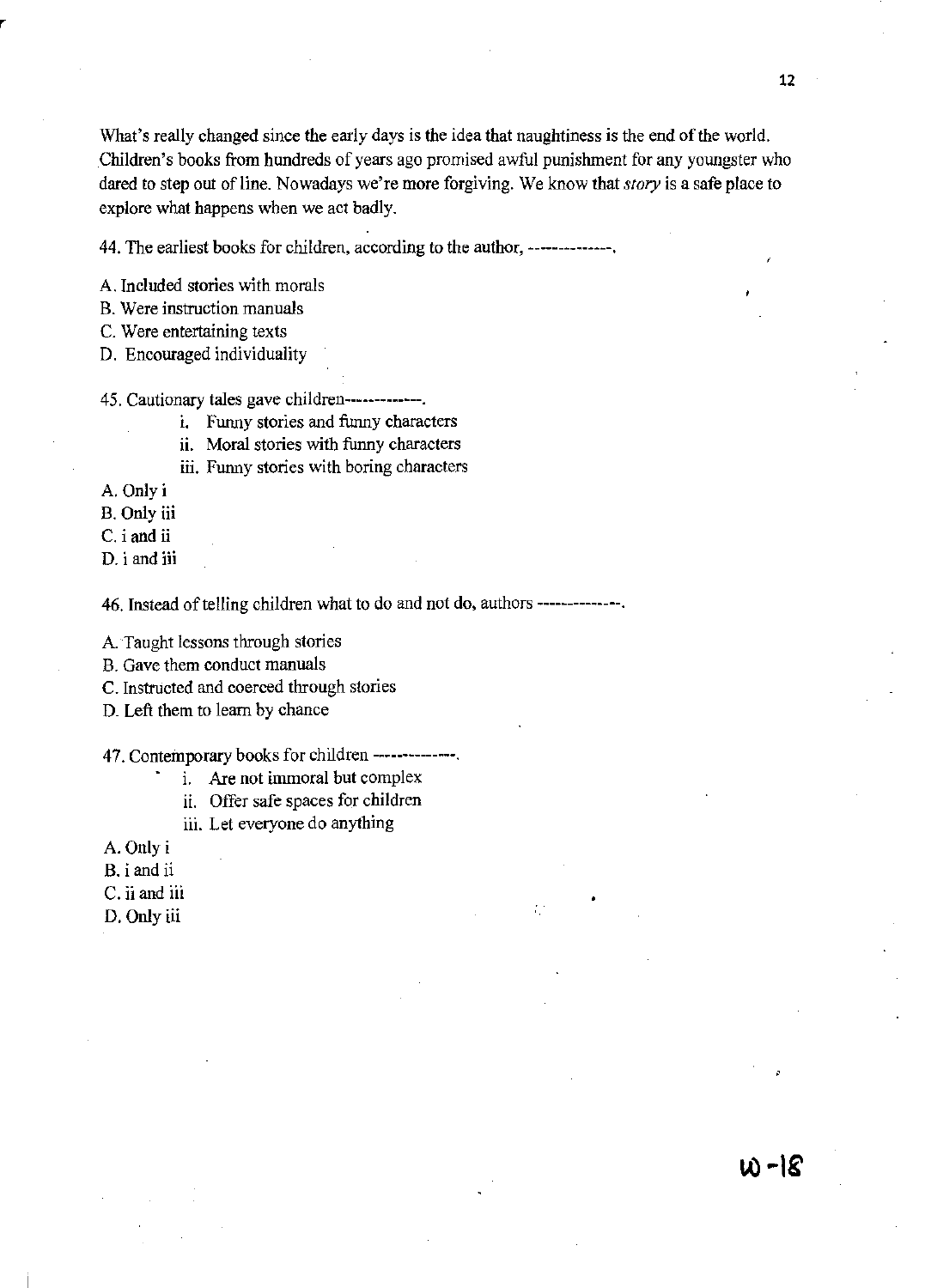What's really changed since the early days is the idea that naughtiness is the end of the world. Children's books from hundreds of years ago promised awful punishment for any youngster who dared to step out of line. Nowadays we're more forgiving. We know that *story* is a safe place to explore what happens when we act badly.

44. The earliest books for children, according to the author, --------------.

A. Included stories with morals
B. Were instruction manuals
C. Were entertaining texts
D. Encouraged individuality

45. Cautionary tales gave children-------------.

i. Funny stories and funny characters
ii. Moral stories with funny characters
iii. Funny stories with boring characters

A. Only i
B. Only iii
C. i and ii
D. i and iii

46. Instead of telling children what to do and not do, authors --------------.

A. Taught lessons through stories
B. Gave them conduct manuals
C. Instructed and coerced through stories
D. Left them to learn by chance

47. Contemporary books for children --------------.

i. Are not immoral but complex
ii. Offer safe spaces for children
iii. Let everyone do anything

A. Only i
B. i and ii
C. ii and iii
D. Only iii

W-18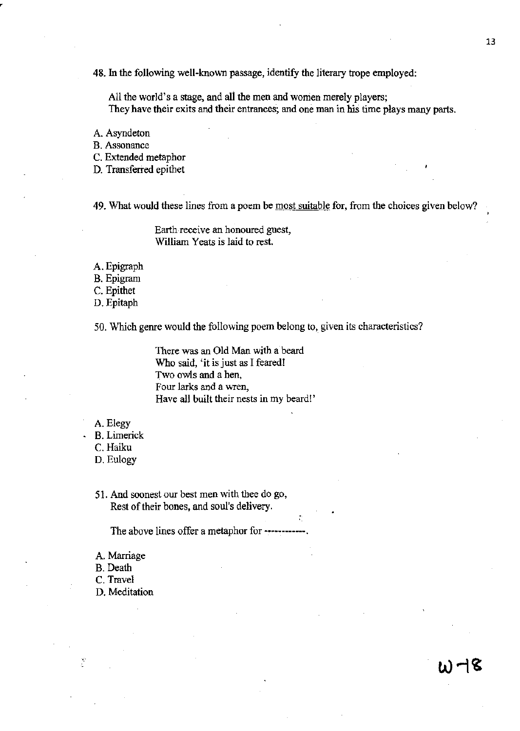48. In the following well-known passage, identify the literary trope employed:

> All the world's a stage, and all the men and women merely players;
> They have their exits and their entrances; and one man in his time plays many parts.

A. Asyndeton
B. Assonance
C. Extended metaphor
D. Transferred epithet

49. What would these lines from a poem be most suitable for, from the choices given below?

> Earth receive an honoured guest,
> William Yeats is laid to rest.

A. Epigraph
B. Epigram
C. Epithet
D. Epitaph

50. Which genre would the following poem belong to, given its characteristics?

> There was an Old Man with a beard
> Who said, 'it is just as I feared!
> Two owls and a hen,
> Four larks and a wren,
> Have all built their nests in my beard!'

A. Elegy
B. Limerick
C. Haiku
D. Eulogy

51. And soonest our best men with thee do go,
Rest of their bones, and soul's delivery.

The above lines offer a metaphor for ------------.

A. Marriage
B. Death
C. Travel
D. Meditation

W-18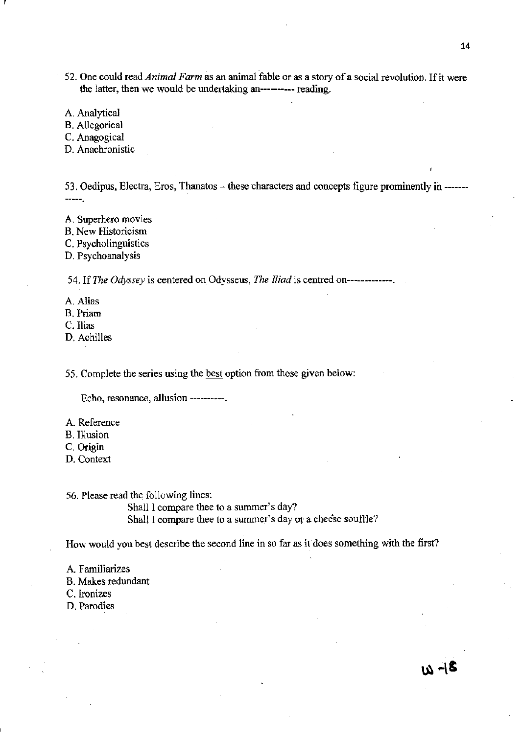52. One could read *Animal Farm* as an animal fable or as a story of a social revolution. If it were the latter, then we would be undertaking an---------- reading.

A. Analytical
B. Allegorical
C. Anagogical
D. Anachronistic

53. Oedipus, Electra, Eros, Thanatos – these characters and concepts figure prominently in ------------.

A. Superhero movies
B. New Historicism
C. Psycholinguistics
D. Psychoanalysis

54. If *The Odyssey* is centered on Odysseus, *The Iliad* is centred on-------------.

A. Alias
B. Priam
C. Ilias
D. Achilles

55. Complete the series using the <u>best</u> option from those given below:

Echo, resonance, allusion ----------.

A. Reference
B. Illusion
C. Origin
D. Context

56. Please read the following lines:

> Shall I compare thee to a summer's day?
> Shall I compare thee to a summer's day or a cheese souffle?

How would you best describe the second line in so far as it does something with the first?

A. Familiarizes
B. Makes redundant
C. Ironizes
D. Parodies

W-18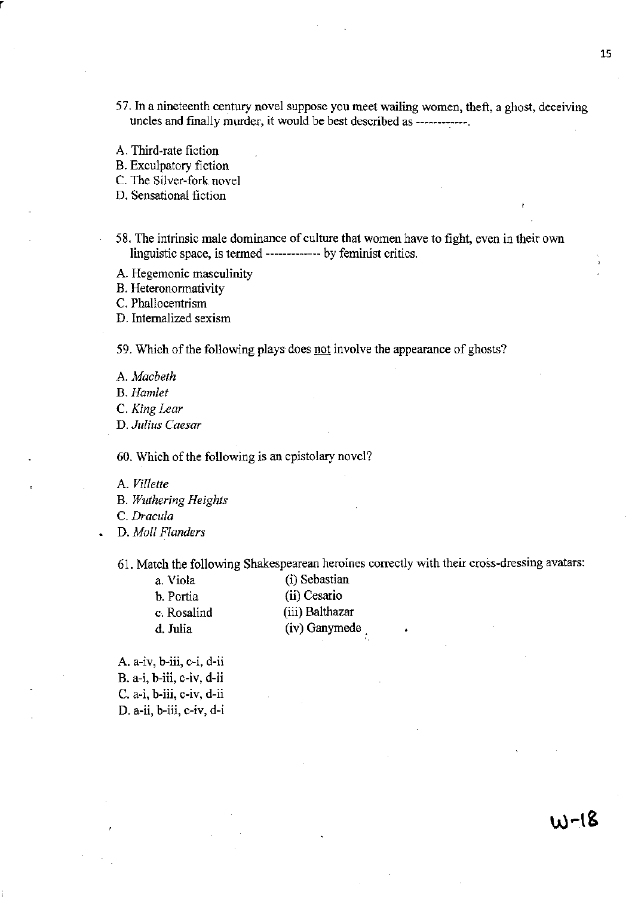57. In a nineteenth century novel suppose you meet wailing women, theft, a ghost, deceiving uncles and finally murder, it would be best described as ------------.

A. Third-rate fiction
B. Exculpatory fiction
C. The Silver-fork novel
D. Sensational fiction

58. The intrinsic male dominance of culture that women have to fight, even in their own linguistic space, is termed ------------ by feminist critics.

A. Hegemonic masculinity
B. Heteronormativity
C. Phallocentrism
D. Internalized sexism

59. Which of the following plays does not involve the appearance of ghosts?

A. *Macbeth*
B. *Hamlet*
C. *King Lear*
D. *Julius Caesar*

60. Which of the following is an epistolary novel?

A. *Villette*
B. *Wuthering Heights*
C. *Dracula*
D. *Moll Flanders*

61. Match the following Shakespearean heroines correctly with their cross-dressing avatars:

| | |
|---|---|
| a. Viola | (i) Sebastian |
| b. Portia | (ii) Cesario |
| c. Rosalind | (iii) Balthazar |
| d. Julia | (iv) Ganymede |

A. a-iv, b-iii, c-i, d-ii
B. a-i, b-iii, c-iv, d-ii
C. a-i, b-iii, c-iv, d-ii
D. a-ii, b-iii, c-iv, d-i

W-18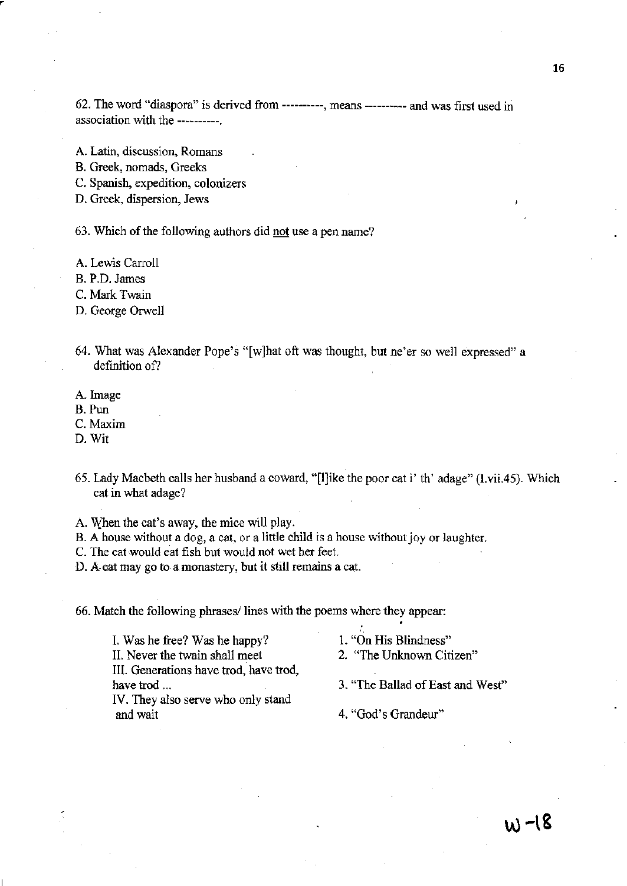62. The word "diaspora" is derived from ----------, means ---------- and was first used in association with the ----------.

A. Latin, discussion, Romans
B. Greek, nomads, Greeks
C. Spanish, expedition, colonizers
D. Greek, dispersion, Jews

63. Which of the following authors did <u>not</u> use a pen name?

A. Lewis Carroll
B. P.D. James
C. Mark Twain
D. George Orwell

64. What was Alexander Pope's "[w]hat oft was thought, but ne'er so well expressed" a definition of?

A. Image
B. Pun
C. Maxim
D. Wit

65. Lady Macbeth calls her husband a coward, "[l]ike the poor cat i' th' adage" (1.vii.45). Which cat in what adage?

A. When the cat's away, the mice will play.
B. A house without a dog, a cat, or a little child is a house without joy or laughter.
C. The cat would eat fish but would not wet her feet.
D. A cat may go to a monastery, but it still remains a cat.

66. Match the following phrases/ lines with the poems where they appear:

| | |
|---|---|
| I. Was he free? Was he happy? | 1. "On His Blindness" |
| II. Never the twain shall meet | 2. "The Unknown Citizen" |
| III. Generations have trod, have trod, have trod ... | 3. "The Ballad of East and West" |
| IV. They also serve who only stand and wait | 4. "God's Grandeur" |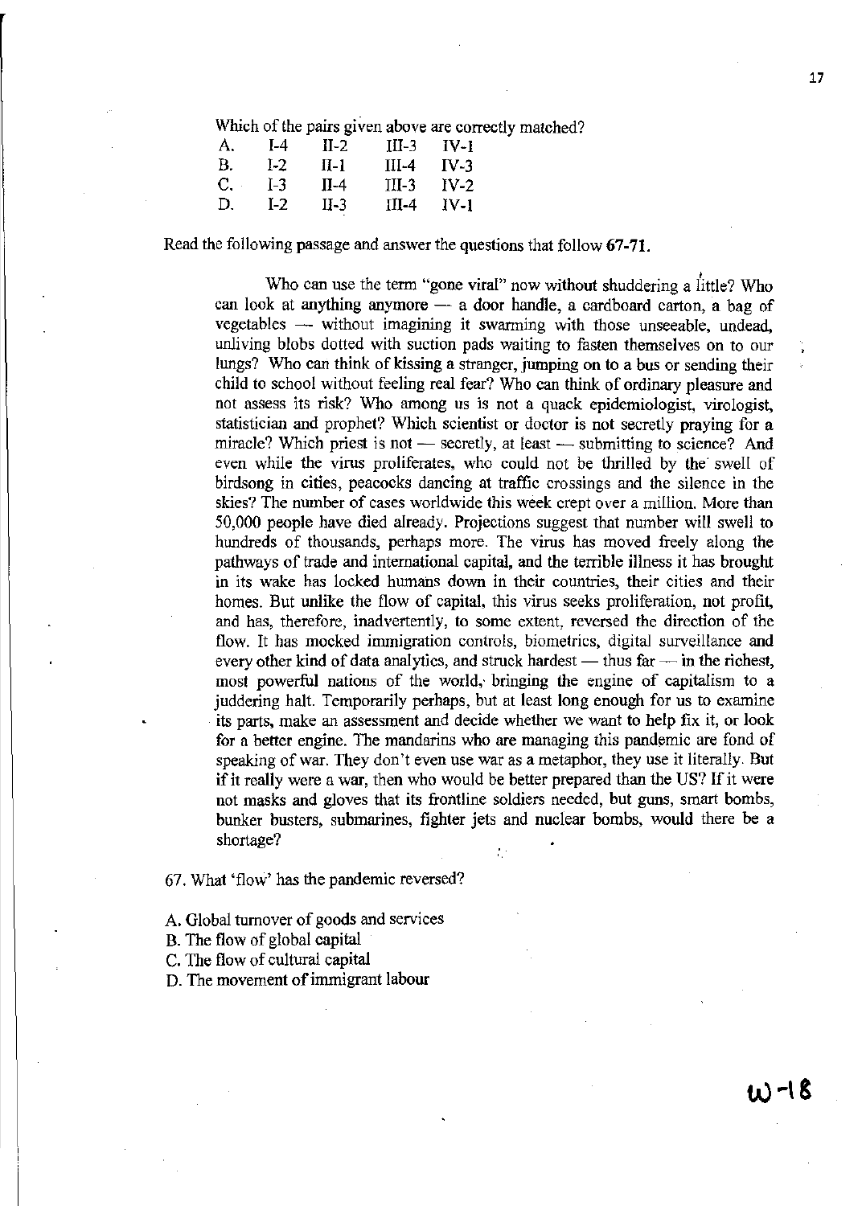Which of the pairs given above are correctly matched?

| | | | | |
|---|---|---|---|---|
| A. | I-4 | II-2 | III-3 | IV-1 |
| B. | I-2 | II-1 | III-4 | IV-3 |
| C. | I-3 | II-4 | III-3 | IV-2 |
| D. | I-2 | II-3 | III-4 | IV-1 |

Read the following passage and answer the questions that follow **67-71.**

Who can use the term "gone viral" now without shuddering a little? Who can look at anything anymore — a door handle, a cardboard carton, a bag of vegetables — without imagining it swarming with those unseeable, undead, unliving blobs dotted with suction pads waiting to fasten themselves on to our lungs? Who can think of kissing a stranger, jumping on to a bus or sending their child to school without feeling real fear? Who can think of ordinary pleasure and not assess its risk? Who among us is not a quack epidemiologist, virologist, statistician and prophet? Which scientist or doctor is not secretly praying for a miracle? Which priest is not — secretly, at least — submitting to science? And even while the virus proliferates, who could not be thrilled by the swell of birdsong in cities, peacocks dancing at traffic crossings and the silence in the skies? The number of cases worldwide this week crept over a million. More than 50,000 people have died already. Projections suggest that number will swell to hundreds of thousands, perhaps more. The virus has moved freely along the pathways of trade and international capital, and the terrible illness it has brought in its wake has locked humans down in their countries, their cities and their homes. But unlike the flow of capital, this virus seeks proliferation, not profit, and has, therefore, inadvertently, to some extent, reversed the direction of the flow. It has mocked immigration controls, biometrics, digital surveillance and every other kind of data analytics, and struck hardest — thus far — in the richest, most powerful nations of the world, bringing the engine of capitalism to a juddering halt. Temporarily perhaps, but at least long enough for us to examine its parts, make an assessment and decide whether we want to help fix it, or look for a better engine. The mandarins who are managing this pandemic are fond of speaking of war. They don't even use war as a metaphor, they use it literally. But if it really were a war, then who would be better prepared than the US? If it were not masks and gloves that its frontline soldiers needed, but guns, smart bombs, bunker busters, submarines, fighter jets and nuclear bombs, would there be a shortage?

67. What 'flow' has the pandemic reversed?

A. Global turnover of goods and services
B. The flow of global capital
C. The flow of cultural capital
D. The movement of immigrant labour

W-18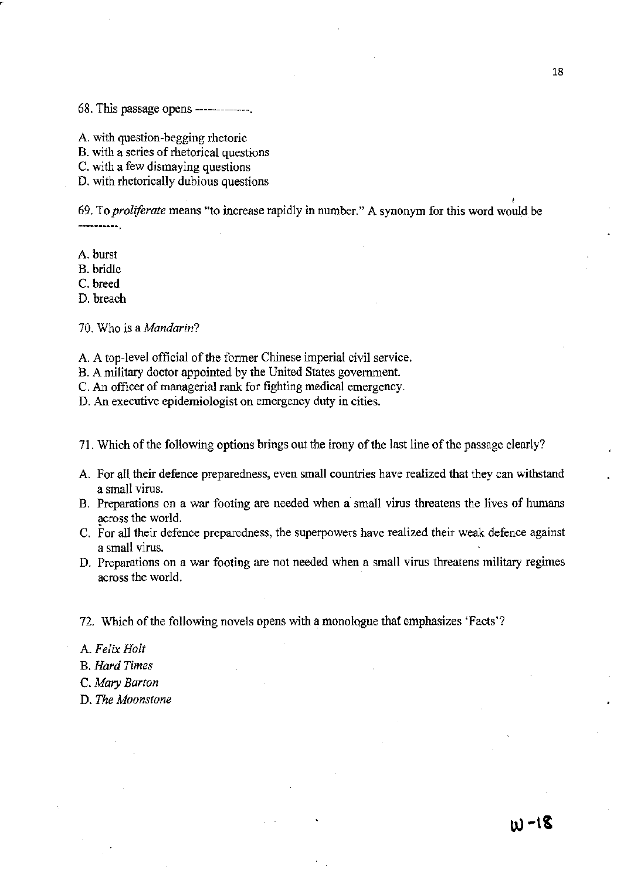68. This passage opens -------------.

A. with question-begging rhetoric
B. with a series of rhetorical questions
C. with a few dismaying questions
D. with rhetorically dubious questions

69. To *proliferate* means "to increase rapidly in number." A synonym for this word would be ----------.

A. burst
B. bridle
C. breed
D. breach

70. Who is a *Mandarin*?

A. A top-level official of the former Chinese imperial civil service.
B. A military doctor appointed by the United States government.
C. An officer of managerial rank for fighting medical emergency.
D. An executive epidemiologist on emergency duty in cities.

71. Which of the following options brings out the irony of the last line of the passage clearly?

A. For all their defence preparedness, even small countries have realized that they can withstand a small virus.
B. Preparations on a war footing are needed when a small virus threatens the lives of humans across the world.
C. For all their defence preparedness, the superpowers have realized their weak defence against a small virus.
D. Preparations on a war footing are not needed when a small virus threatens military regimes across the world.

72. Which of the following novels opens with a monologue that emphasizes 'Facts'?

A. *Felix Holt*
B. *Hard Times*
C. *Mary Barton*
D. *The Moonstone*

W-18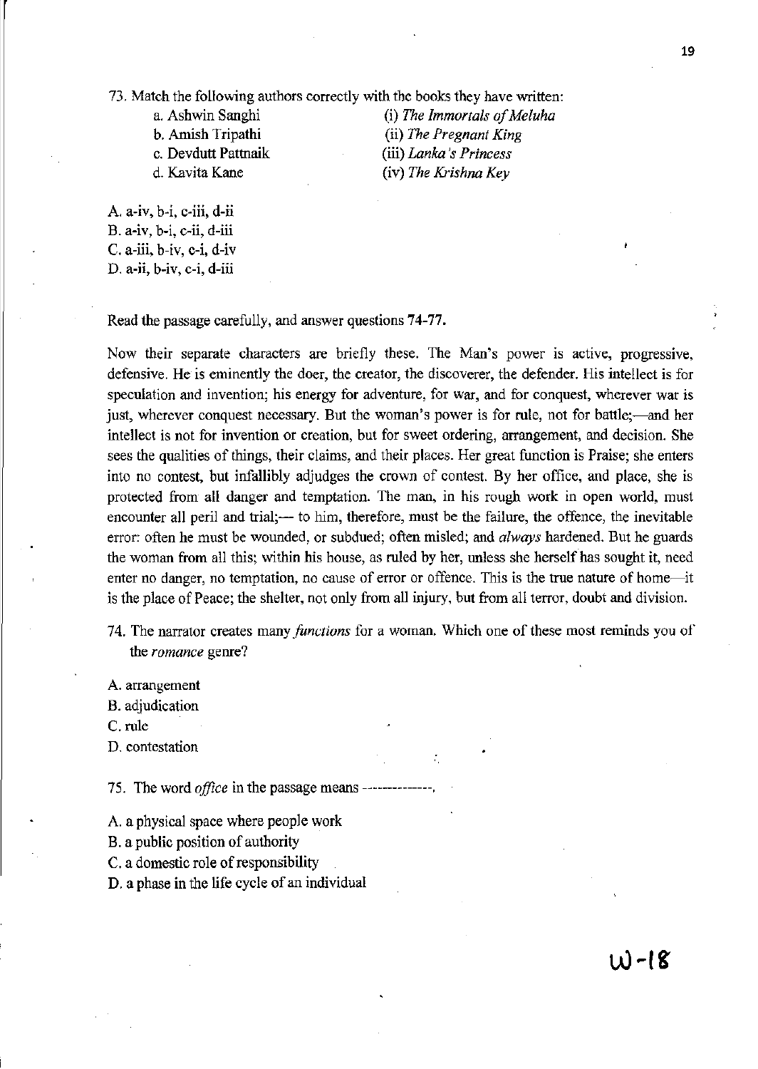73. Match the following authors correctly with the books they have written:

| | |
|---|---|
| a. Ashwin Sanghi | (i) *The Immortals of Meluha* |
| b. Amish Tripathi | (ii) *The Pregnant King* |
| c. Devdutt Pattnaik | (iii) *Lanka's Princess* |
| d. Kavita Kane | (iv) *The Krishna Key* |

A. a-iv, b-i, c-iii, d-ii
B. a-iv, b-i, c-ii, d-iii
C. a-iii, b-iv, c-i, d-iv
D. a-ii, b-iv, c-i, d-iii

Read the passage carefully, and answer questions **74-77.**

Now their separate characters are briefly these. The Man's power is active, progressive, defensive. He is eminently the doer, the creator, the discoverer, the defender. His intellect is for speculation and invention; his energy for adventure, for war, and for conquest, wherever war is just, wherever conquest necessary. But the woman's power is for rule, not for battle;—and her intellect is not for invention or creation, but for sweet ordering, arrangement, and decision. She sees the qualities of things, their claims, and their places. Her great function is Praise; she enters into no contest, but infallibly adjudges the crown of contest. By her office, and place, she is protected from all danger and temptation. The man, in his rough work in open world, must encounter all peril and trial;— to him, therefore, must be the failure, the offence, the inevitable error: often he must be wounded, or subdued; often misled; and *always* hardened. But he guards the woman from all this; within his house, as ruled by her, unless she herself has sought it, need enter no danger, no temptation, no cause of error or offence. This is the true nature of home—it is the place of Peace; the shelter, not only from all injury, but from all terror, doubt and division.

74. The narrator creates many *functions* for a woman. Which one of these most reminds you of the *romance* genre?

A. arrangement
B. adjudication
C. rule
D. contestation

75. The word *office* in the passage means -------------.

A. a physical space where people work
B. a public position of authority
C. a domestic role of responsibility
D. a phase in the life cycle of an individual

W-18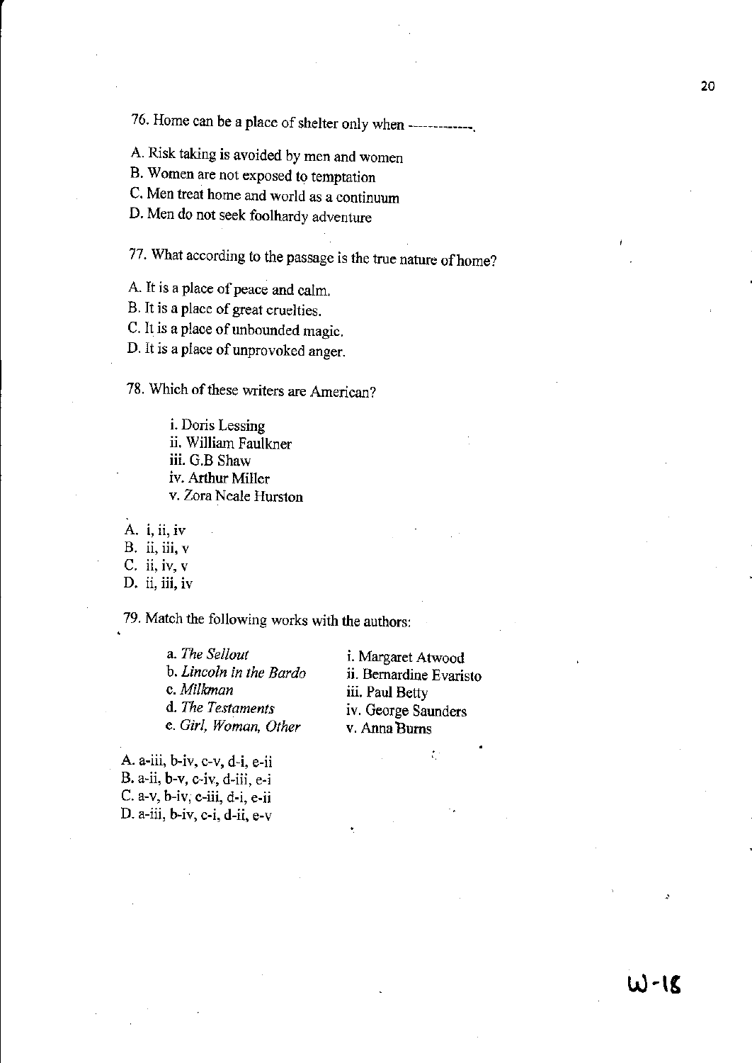76. Home can be a place of shelter only when -------------.

A. Risk taking is avoided by men and women
B. Women are not exposed to temptation
C. Men treat home and world as a continuum
D. Men do not seek foolhardy adventure

77. What according to the passage is the true nature of home?

A. It is a place of peace and calm.
B. It is a place of great cruelties.
C. It is a place of unbounded magic.
D. It is a place of unprovoked anger.

78. Which of these writers are American?

i. Doris Lessing
ii. William Faulkner
iii. G.B Shaw
iv. Arthur Miller
v. Zora Neale Hurston

A. i, ii, iv
B. ii, iii, v
C. ii, iv, v
D. ii, iii, iv

79. Match the following works with the authors:

| | |
|---|---|
| a. *The Sellout* | i. Margaret Atwood |
| b. *Lincoln in the Bardo* | ii. Bernardine Evaristo |
| c. *Milkman* | iii. Paul Betty |
| d. *The Testaments* | iv. George Saunders |
| e. *Girl, Woman, Other* | v. Anna Burns |

A. a-iii, b-iv, c-v, d-i, e-ii
B. a-ii, b-v, c-iv, d-iii, e-i
C. a-v, b-iv, c-iii, d-i, e-ii
D. a-iii, b-iv, c-i, d-ii, e-v

W-18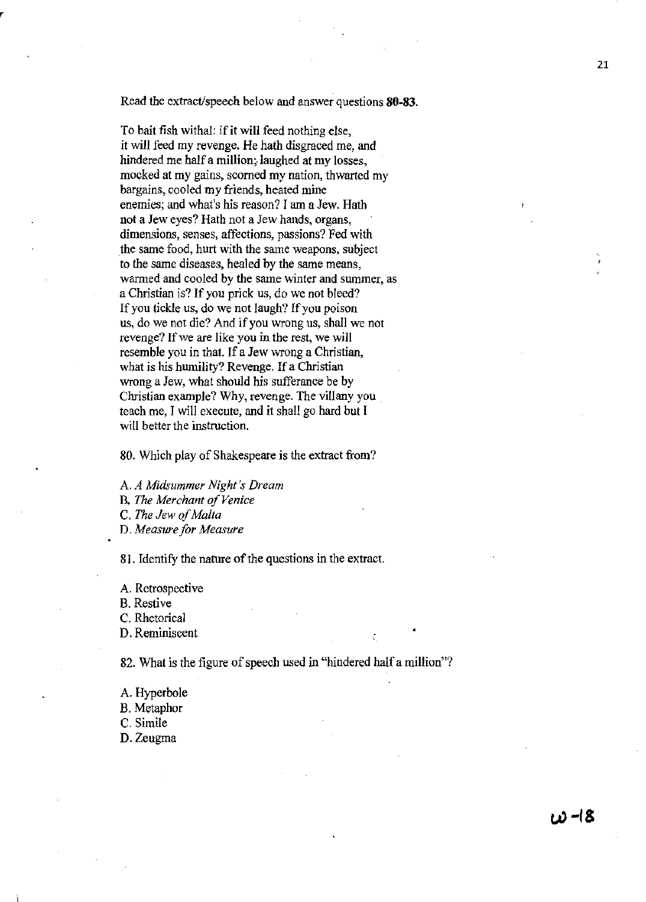Read the extract/speech below and answer questions **80-83.**

To bait fish withal: if it will feed nothing else,
it will feed my revenge. He hath disgraced me, and
hindered me half a million; laughed at my losses,
mocked at my gains, scorned my nation, thwarted my
bargains, cooled my friends, heated mine
enemies; and what's his reason? I am a Jew. Hath
not a Jew eyes? Hath not a Jew hands, organs,
dimensions, senses, affections, passions? Fed with
the same food, hurt with the same weapons, subject
to the same diseases, healed by the same means,
warmed and cooled by the same winter and summer, as
a Christian is? If you prick us, do we not bleed?
If you tickle us, do we not laugh? If you poison
us, do we not die? And if you wrong us, shall we not
revenge? If we are like you in the rest, we will
resemble you in that. If a Jew wrong a Christian,
what is his humility? Revenge. If a Christian
wrong a Jew, what should his sufferance be by
Christian example? Why, revenge. The villany you
teach me, I will execute, and it shall go hard but I
will better the instruction.

80. Which play of Shakespeare is the extract from?

A. *A Midsummer Night's Dream*
B. *The Merchant of Venice*
C. *The Jew of Malta*
D. *Measure for Measure*

81. Identify the nature of the questions in the extract.

A. Retrospective
B. Restive
C. Rhetorical
D. Reminiscent

82. What is the figure of speech used in "hindered half a million"?

A. Hyperbole
B. Metaphor
C. Simile
D. Zeugma

ω-18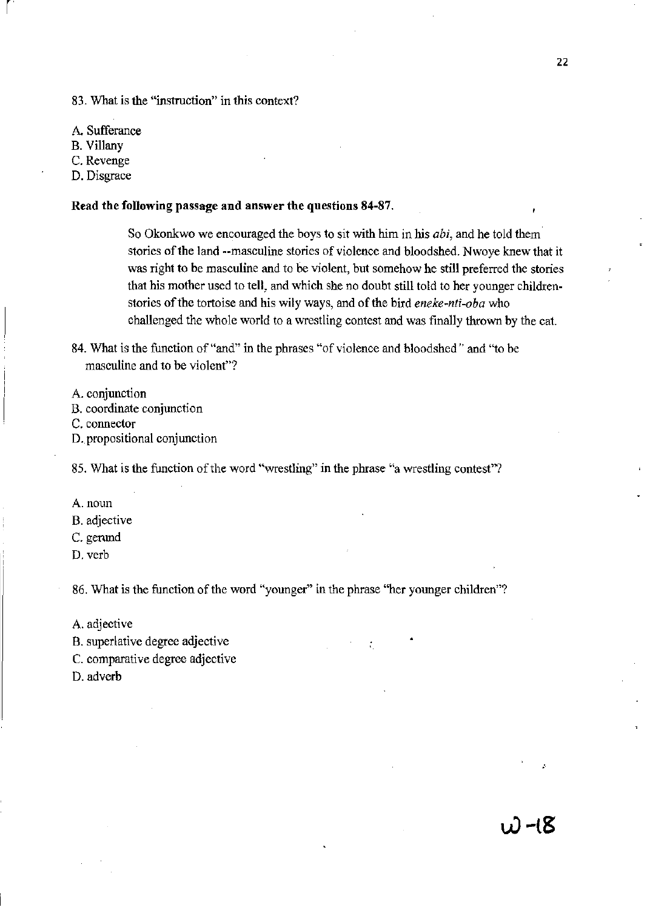83. What is the "instruction" in this context?

A. Sufferance
B. Villany
C. Revenge
D. Disgrace

**Read the following passage and answer the questions 84-87.**

> So Okonkwo we encouraged the boys to sit with him in his *abi*, and he told them stories of the land --masculine stories of violence and bloodshed. Nwoye knew that it was right to be masculine and to be violent, but somehow he still preferred the stories that his mother used to tell, and which she no doubt still told to her younger children-stories of the tortoise and his wily ways, and of the bird *eneke-nti-oba* who challenged the whole world to a wrestling contest and was finally thrown by the cat.

84. What is the function of "and" in the phrases "of violence and bloodshed" and "to be masculine and to be violent"?

A. conjunction
B. coordinate conjunction
C. connector
D. propositional conjunction

85. What is the function of the word "wrestling" in the phrase "a wrestling contest"?

A. noun
B. adjective
C. gerund
D. verb

86. What is the function of the word "younger" in the phrase "her younger children"?

A. adjective
B. superlative degree adjective
C. comparative degree adjective
D. adverb

W-18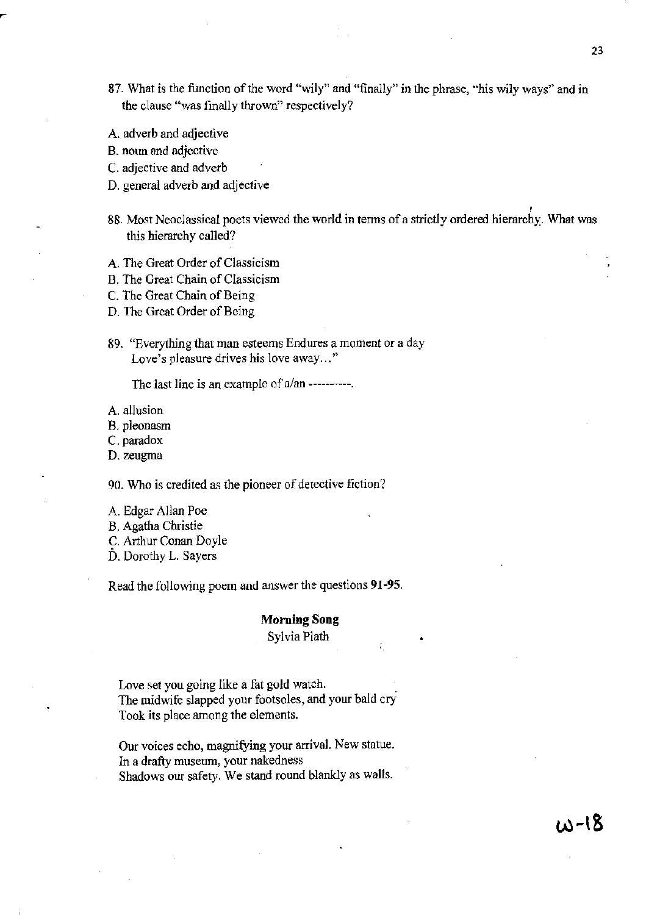87. What is the function of the word "wily" and "finally" in the phrase, "his wily ways" and in the clause "was finally thrown" respectively?

A. adverb and adjective
B. noun and adjective
C. adjective and adverb
D. general adverb and adjective

88. Most Neoclassical poets viewed the world in terms of a strictly ordered hierarchy. What was this hierarchy called?

A. The Great Order of Classicism
B. The Great Chain of Classicism
C. The Great Chain of Being
D. The Great Order of Being

89. "Everything that man esteems Endures a moment or a day
Love's pleasure drives his love away..."

The last line is an example of a/an ----------.

A. allusion
B. pleonasm
C. paradox
D. zeugma

90. Who is credited as the pioneer of detective fiction?

A. Edgar Allan Poe
B. Agatha Christie
C. Arthur Conan Doyle
D. Dorothy L. Sayers

Read the following poem and answer the questions **91-95**.

**Morning Song**

Sylvia Plath

Love set you going like a fat gold watch.
The midwife slapped your footsoles, and your bald cry
Took its place among the elements.

Our voices echo, magnifying your arrival. New statue.
In a drafty museum, your nakedness
Shadows our safety. We stand round blankly as walls.

ω-18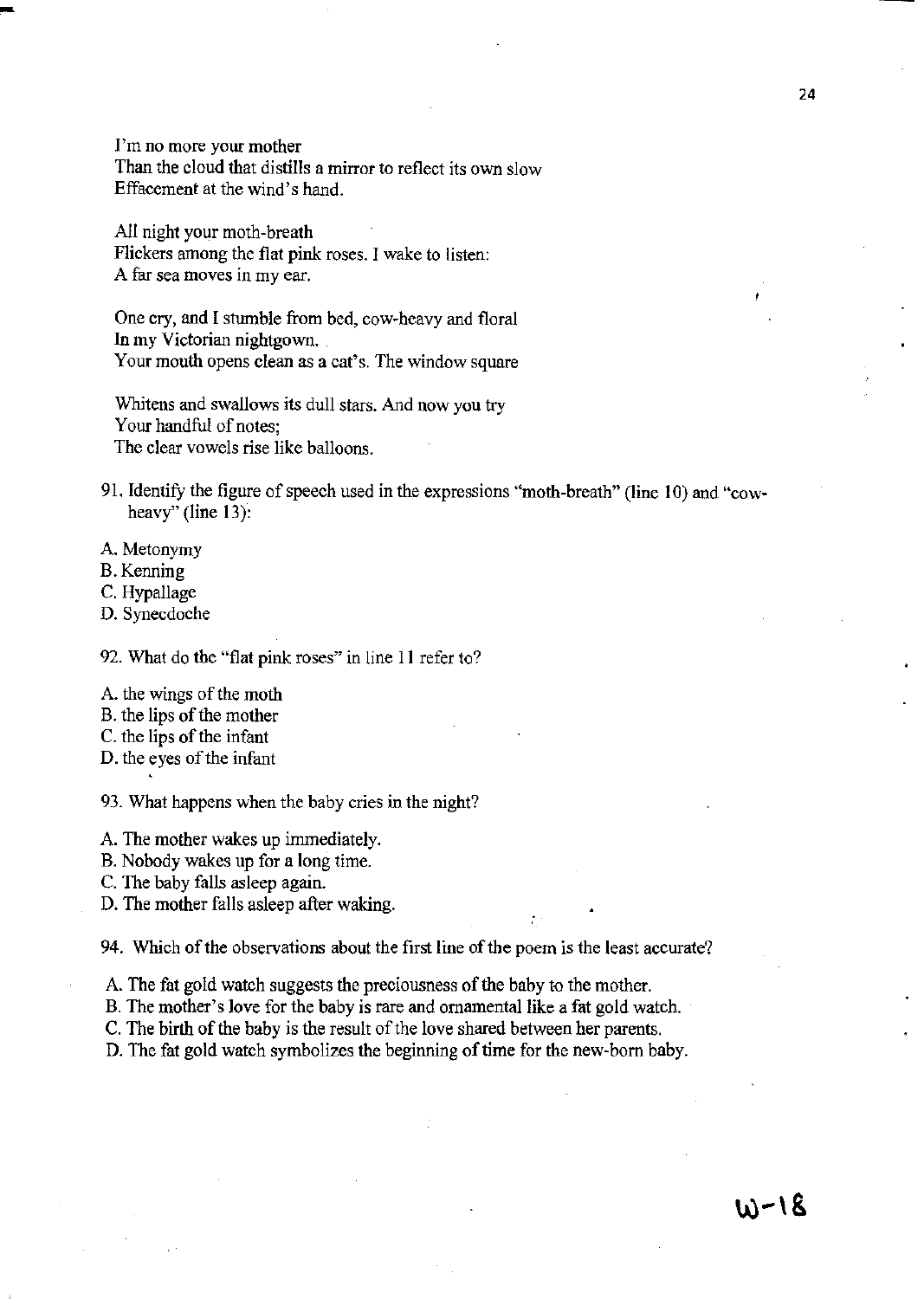I'm no more your mother  
Than the cloud that distills a mirror to reflect its own slow  
Effacement at the wind's hand.

All night your moth-breath  
Flickers among the flat pink roses. I wake to listen:  
A far sea moves in my ear.

One cry, and I stumble from bed, cow-heavy and floral  
In my Victorian nightgown.  
Your mouth opens clean as a cat's. The window square

Whitens and swallows its dull stars. And now you try  
Your handful of notes;  
The clear vowels rise like balloons.

91. Identify the figure of speech used in the expressions "moth-breath" (line 10) and "cow-heavy" (line 13):

A. Metonymy  
B. Kenning  
C. Hypallage  
D. Synecdoche

92. What do the "flat pink roses" in line 11 refer to?

A. the wings of the moth  
B. the lips of the mother  
C. the lips of the infant  
D. the eyes of the infant

93. What happens when the baby cries in the night?

A. The mother wakes up immediately.  
B. Nobody wakes up for a long time.  
C. The baby falls asleep again.  
D. The mother falls asleep after waking.

94. Which of the observations about the first line of the poem is the least accurate?

A. The fat gold watch suggests the preciousness of the baby to the mother.  
B. The mother's love for the baby is rare and ornamental like a fat gold watch.  
C. The birth of the baby is the result of the love shared between her parents.  
D. The fat gold watch symbolizes the beginning of time for the new-born baby.

W-18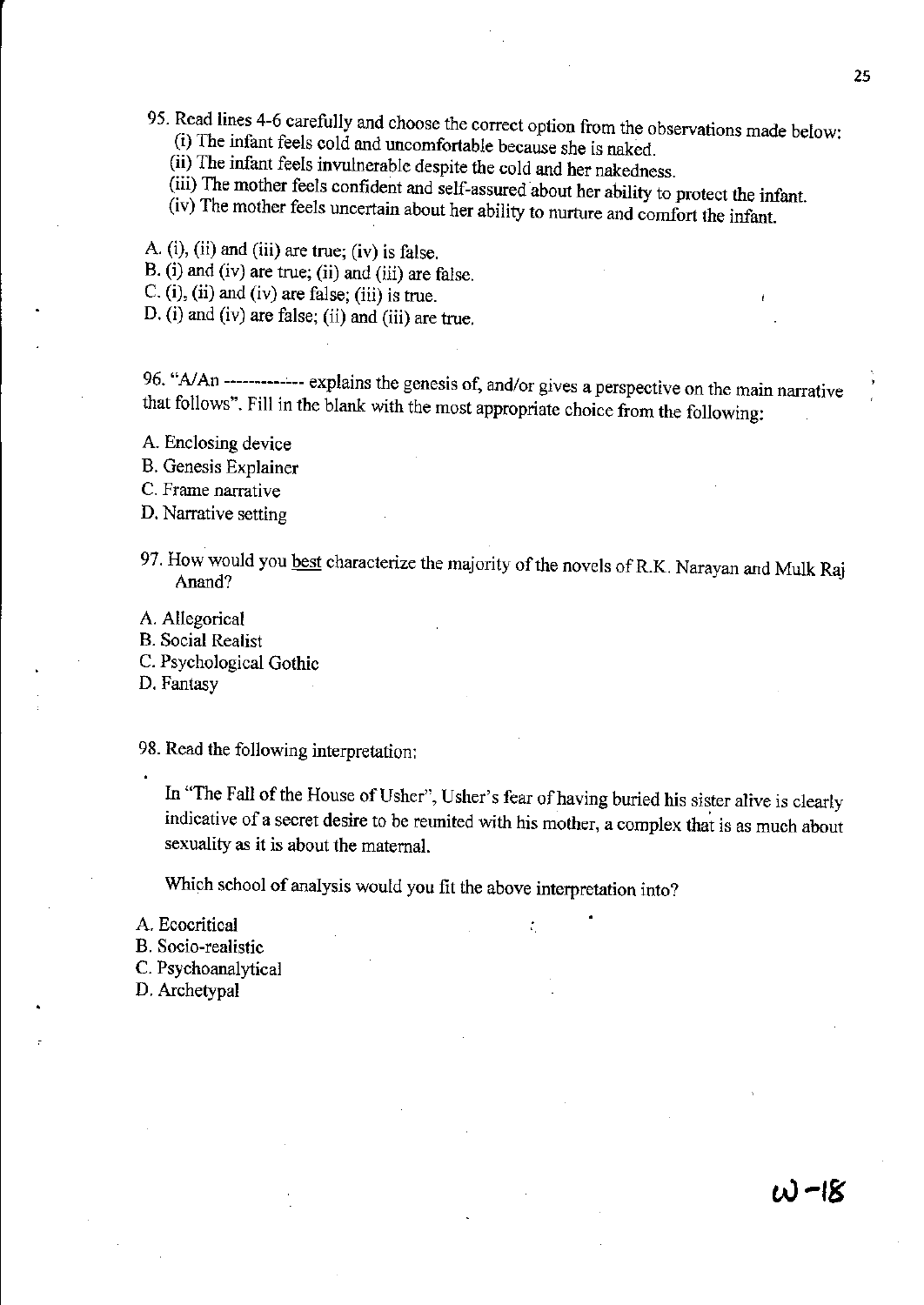95. Read lines 4-6 carefully and choose the correct option from the observations made below:
   (i) The infant feels cold and uncomfortable because she is naked.
   (ii) The infant feels invulnerable despite the cold and her nakedness.
   (iii) The mother feels confident and self-assured about her ability to protect the infant.
   (iv) The mother feels uncertain about her ability to nurture and comfort the infant.

A. (i), (ii) and (iii) are true; (iv) is false.
B. (i) and (iv) are true; (ii) and (iii) are false.
C. (i), (ii) and (iv) are false; (iii) is true.
D. (i) and (iv) are false; (ii) and (iii) are true.

96. "A/An ------------- explains the genesis of, and/or gives a perspective on the main narrative that follows". Fill in the blank with the most appropriate choice from the following:

A. Enclosing device
B. Genesis Explainer
C. Frame narrative
D. Narrative setting

97. How would you <u>best</u> characterize the majority of the novels of R.K. Narayan and Mulk Raj Anand?

A. Allegorical
B. Social Realist
C. Psychological Gothic
D. Fantasy

98. Read the following interpretation:

In "The Fall of the House of Usher", Usher's fear of having buried his sister alive is clearly indicative of a secret desire to be reunited with his mother, a complex that is as much about sexuality as it is about the maternal.

Which school of analysis would you fit the above interpretation into?

A. Ecocritical
B. Socio-realistic
C. Psychoanalytical
D. Archetypal

W-18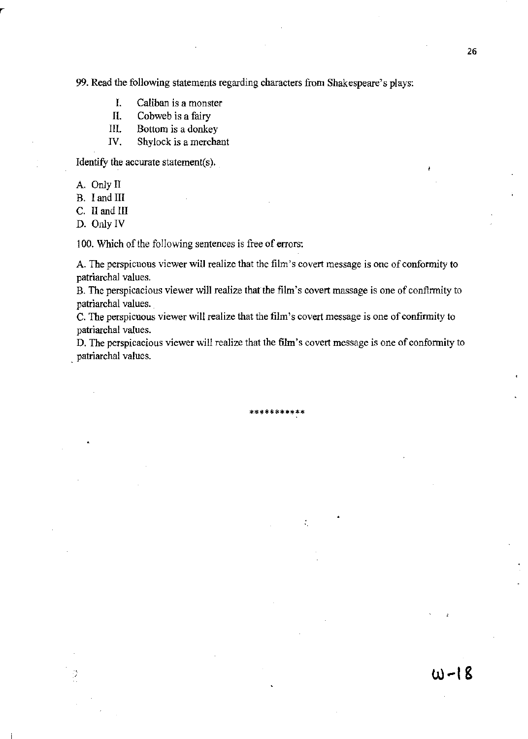99. Read the following statements regarding characters from Shakespeare's plays:

I. Caliban is a monster
II. Cobweb is a fairy
III. Bottom is a donkey
IV. Shylock is a merchant

Identify the accurate statement(s).

A. Only II
B. I and III
C. II and III
D. Only IV

100. Which of the following sentences is free of errors:

A. The perspicuous viewer will realize that the film's covert message is one of conformity to patriarchal values.

B. The perspicacious viewer will realize that the film's covert massage is one of confirmity to patriarchal values.

C. The perspicuous viewer will realize that the film's covert message is one of confirmity to patriarchal values.

D. The perspicacious viewer will realize that the film's covert message is one of conformity to patriarchal values.

***********

W-18